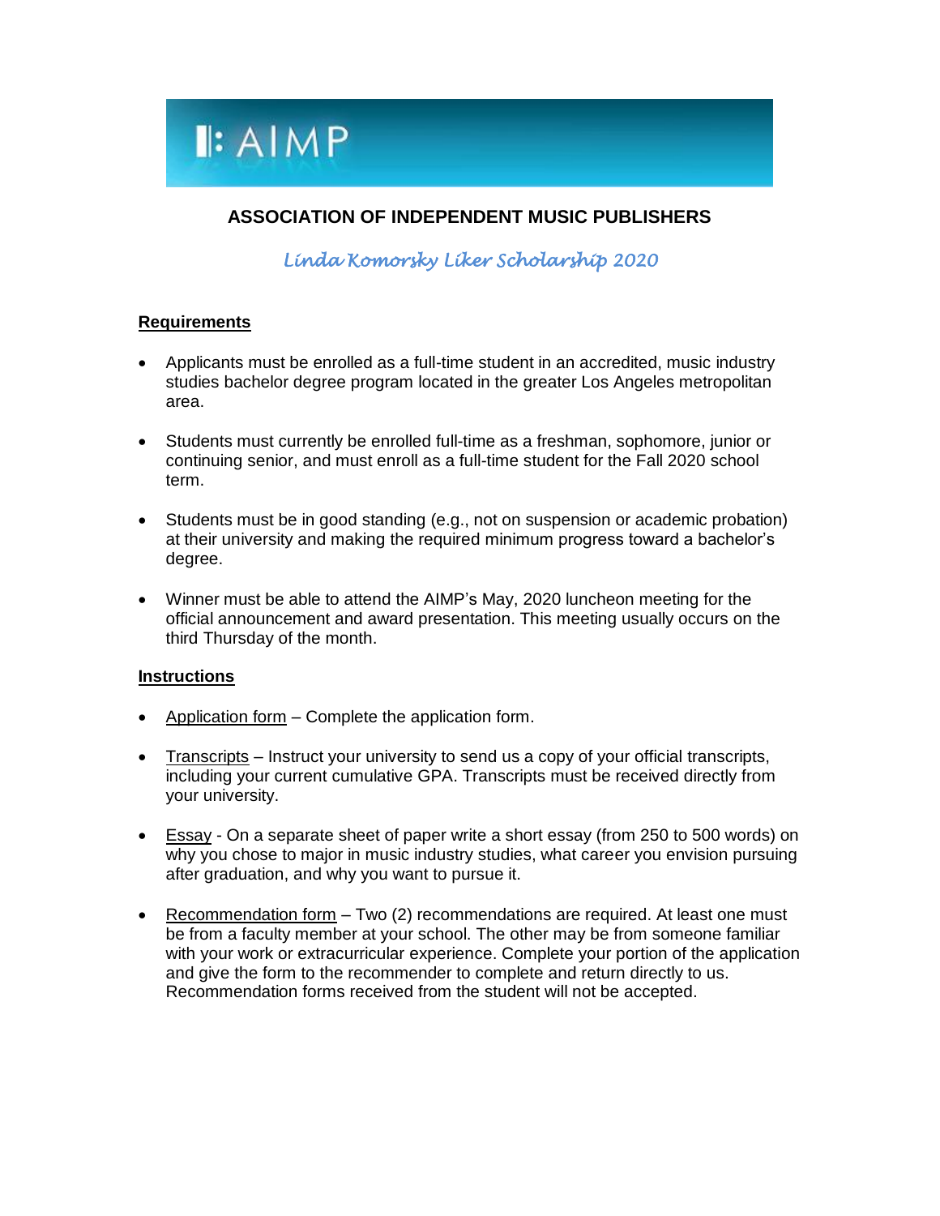AIMP

# ASSOCIATION OF INDEPENDENT MUSIC PUBLISHERS

## *Linda Komorsky Liker Scholarship 2020*

**Requirements**

- Applicants must be enrolled as a full-time student in an accredited, music industry studies bachelor degree program located in the greater Los Angeles metropolitan area.

- Students must currently be enrolled full-time as a freshman, sophomore, junior or continuing senior, and must enroll as a full-time student for the Fall 2020 school term.

- Students must be in good standing (e.g., not on suspension or academic probation) at their university and making the required minimum progress toward a bachelor's degree.

- Winner must be able to attend the AIMP's May, 2020 luncheon meeting for the official announcement and award presentation. This meeting usually occurs on the third Thursday of the month.

**Instructions**

- Application form – Complete the application form.

- Transcripts – Instruct your university to send us a copy of your official transcripts, including your current cumulative GPA. Transcripts must be received directly from your university.

- Essay - On a separate sheet of paper write a short essay (from 250 to 500 words) on why you chose to major in music industry studies, what career you envision pursuing after graduation, and why you want to pursue it.

- Recommendation form – Two (2) recommendations are required. At least one must be from a faculty member at your school. The other may be from someone familiar with your work or extracurricular experience. Complete your portion of the application and give the form to the recommender to complete and return directly to us. Recommendation forms received from the student will not be accepted.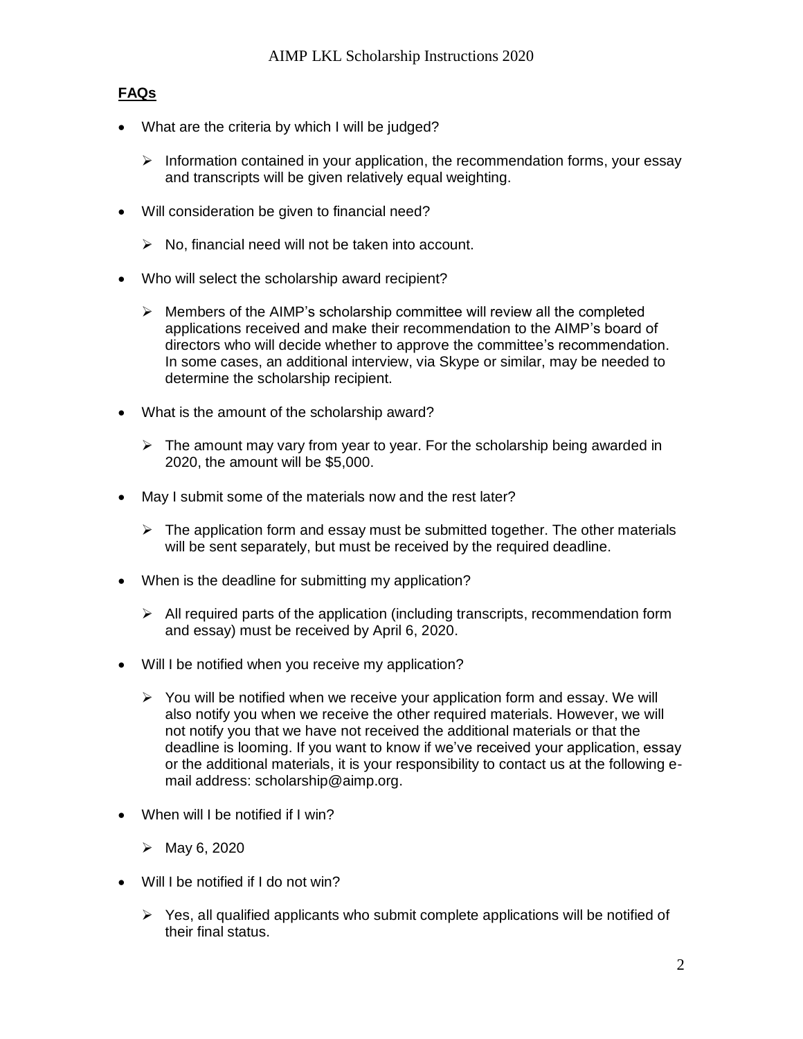## FAQs

- What are the criteria by which I will be judged?
  - Information contained in your application, the recommendation forms, your essay and transcripts will be given relatively equal weighting.
- Will consideration be given to financial need?
  - No, financial need will not be taken into account.
- Who will select the scholarship award recipient?
  - Members of the AIMP's scholarship committee will review all the completed applications received and make their recommendation to the AIMP's board of directors who will decide whether to approve the committee's recommendation. In some cases, an additional interview, via Skype or similar, may be needed to determine the scholarship recipient.
- What is the amount of the scholarship award?
  - The amount may vary from year to year. For the scholarship being awarded in 2020, the amount will be $5,000.
- May I submit some of the materials now and the rest later?
  - The application form and essay must be submitted together. The other materials will be sent separately, but must be received by the required deadline.
- When is the deadline for submitting my application?
  - All required parts of the application (including transcripts, recommendation form and essay) must be received by April 6, 2020.
- Will I be notified when you receive my application?
  - You will be notified when we receive your application form and essay. We will also notify you when we receive the other required materials. However, we will not notify you that we have not received the additional materials or that the deadline is looming. If you want to know if we've received your application, essay or the additional materials, it is your responsibility to contact us at the following e-mail address: scholarship@aimp.org.
- When will I be notified if I win?
  - May 6, 2020
- Will I be notified if I do not win?
  - Yes, all qualified applicants who submit complete applications will be notified of their final status.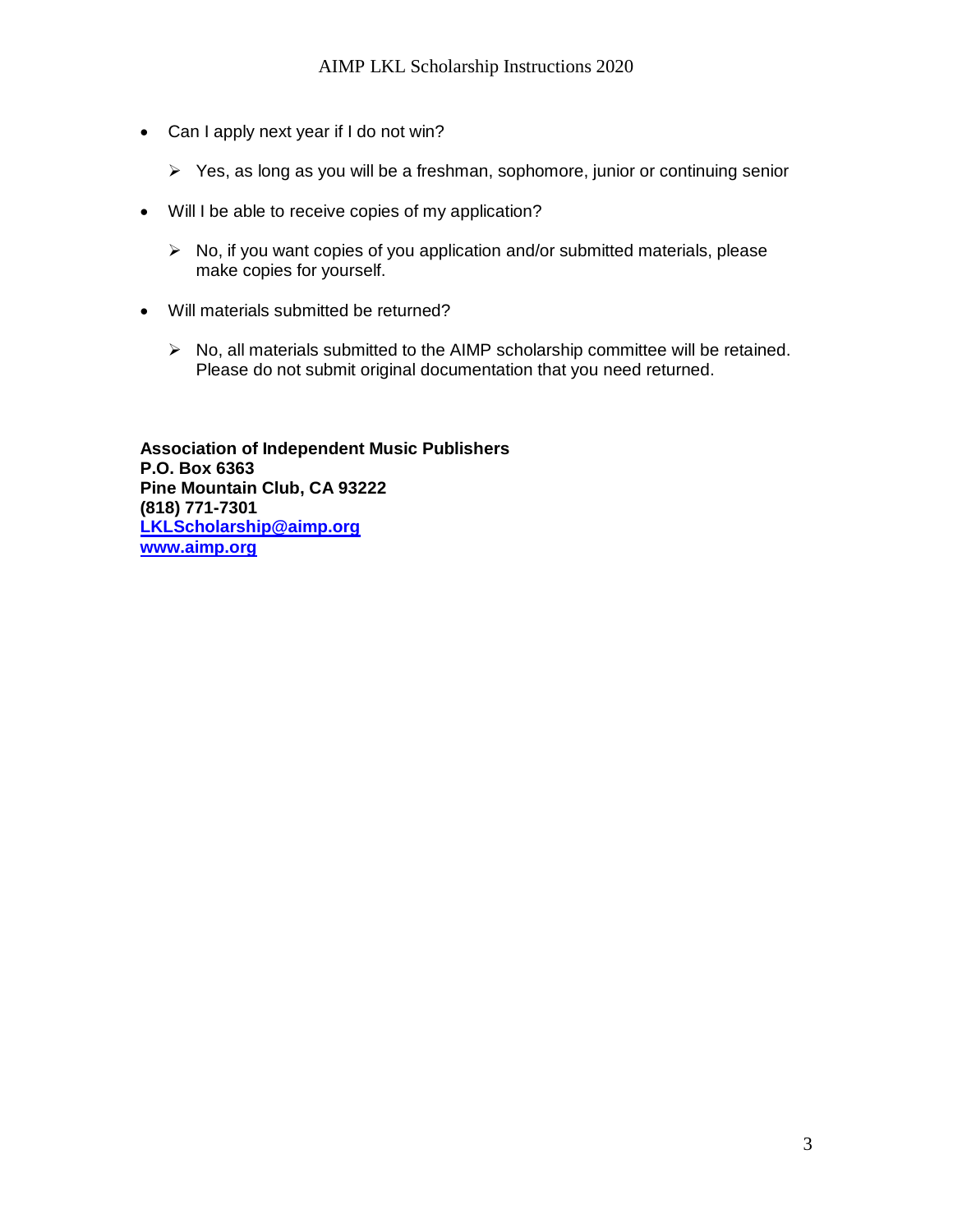- Can I apply next year if I do not win?
  - Yes, as long as you will be a freshman, sophomore, junior or continuing senior
- Will I be able to receive copies of my application?
  - No, if you want copies of you application and/or submitted materials, please make copies for yourself.
- Will materials submitted be returned?
  - No, all materials submitted to the AIMP scholarship committee will be retained. Please do not submit original documentation that you need returned.

**Association of Independent Music Publishers**
**P.O. Box 6363**
**Pine Mountain Club, CA 93222**
**(818) 771-7301**
**[LKLScholarship@aimp.org](mailto:LKLScholarship@aimp.org)**
**[www.aimp.org](http://www.aimp.org)**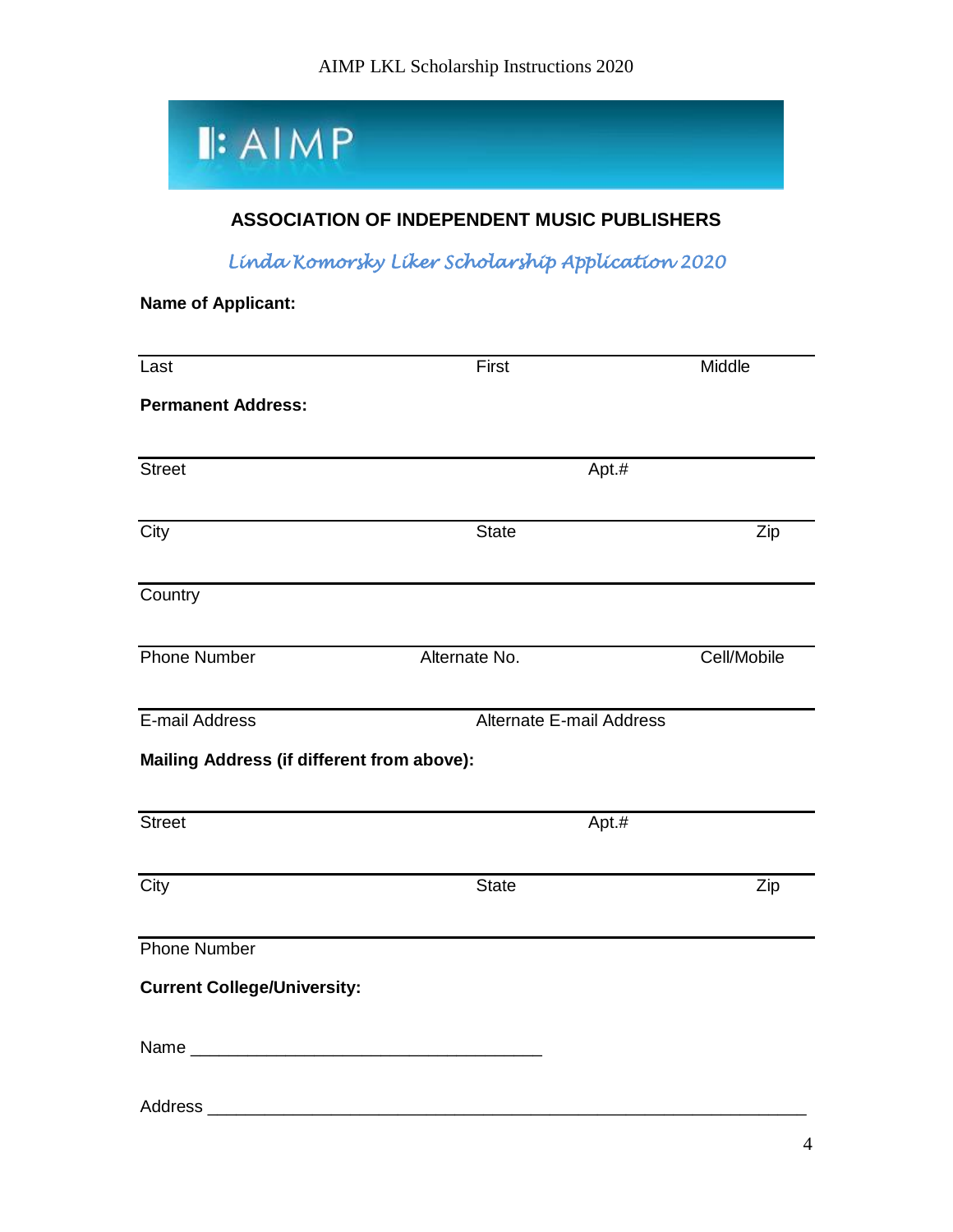AIMP

## ASSOCIATION OF INDEPENDENT MUSIC PUBLISHERS

### *Linda Komorsky Liker Scholarship Application 2020*

**Name of Applicant:**

Last First Middle

**Permanent Address:**

Street Apt.#

City State Zip

Country

Phone Number Alternate No. Cell/Mobile

E-mail Address Alternate E-mail Address

**Mailing Address (if different from above):**

Street Apt.#

City State Zip

Phone Number

**Current College/University:**

Name ____________________________________

Address ______________________________________________________________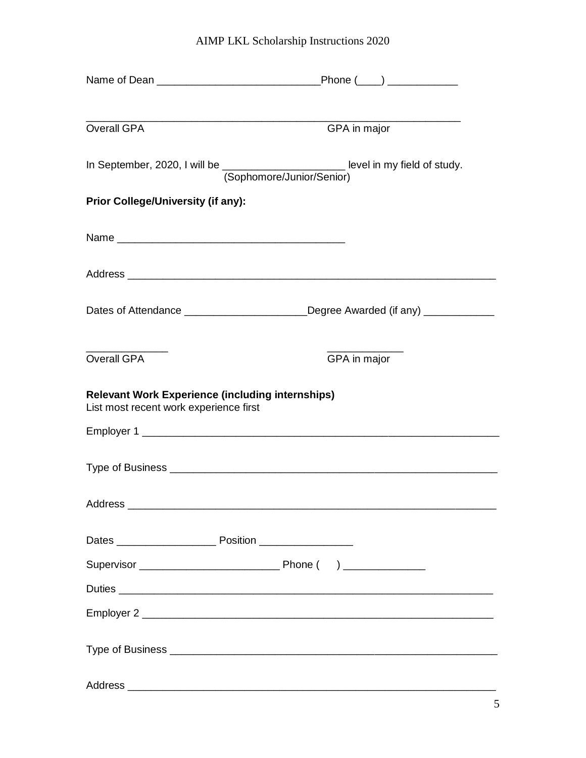Name of Dean ___________________________Phone (____) ____________

_____________________________________________________________

Overall GPA                                        GPA in major

In September, 2020, I will be ____________________ level in my field of study.
(Sophomore/Junior/Senior)

**Prior College/University (if any):**

Name ______________________________________

Address _____________________________________________________________

Dates of Attendance ____________________Degree Awarded (if any) ____________

_____________                                        ____________

Overall GPA                                        GPA in major

**Relevant Work Experience (including internships)**
List most recent work experience first

Employer 1 ___________________________________________________________

Type of Business _______________________________________________________

Address _____________________________________________________________

Dates ________________ Position _______________

Supervisor _______________________ Phone (     ) _____________

Duties ______________________________________________________________

Employer 2 __________________________________________________________

Type of Business _______________________________________________________

Address _____________________________________________________________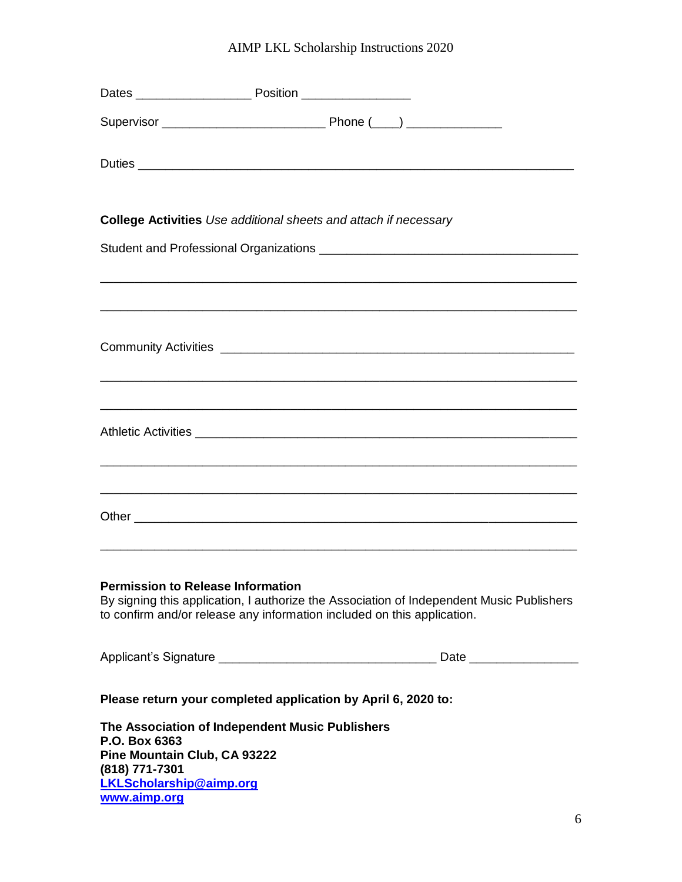Dates ________________ Position _______________

Supervisor ______________________ Phone (___) _____________

Duties ___________________________________________________________

**College Activities** *Use additional sheets and attach if necessary*

Student and Professional Organizations ______________________________

_________________________________________________________________

_________________________________________________________________

Community Activities ____________________________________________

_________________________________________________________________

_________________________________________________________________

Athletic Activities _______________________________________________

_________________________________________________________________

_________________________________________________________________

Other ___________________________________________________________

_________________________________________________________________

**Permission to Release Information**
By signing this application, I authorize the Association of Independent Music Publishers to confirm and/or release any information included on this application.

Applicant's Signature ______________________________ Date _______________

**Please return your completed application by April 6, 2020 to:**

**The Association of Independent Music Publishers**
**P.O. Box 6363**
**Pine Mountain Club, CA 93222**
**(818) 771-7301**
**LKLScholarship@aimp.org**
**www.aimp.org**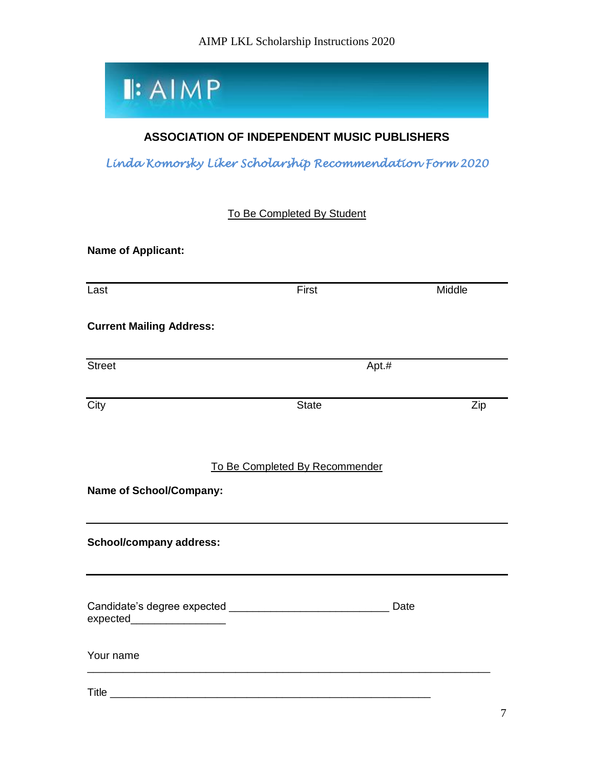**ASSOCIATION OF INDEPENDENT MUSIC PUBLISHERS**

*Linda Komorsky Liker Scholarship Recommendation Form 2020*

To Be Completed By Student

**Name of Applicant:**

Last First Middle

**Current Mailing Address:**

Street Apt.#

City State Zip

To Be Completed By Recommender

**Name of School/Company:**

**School/company address:**

Candidate's degree expected ___________________________ Date expected________________

Your name

Title _______________________________________________________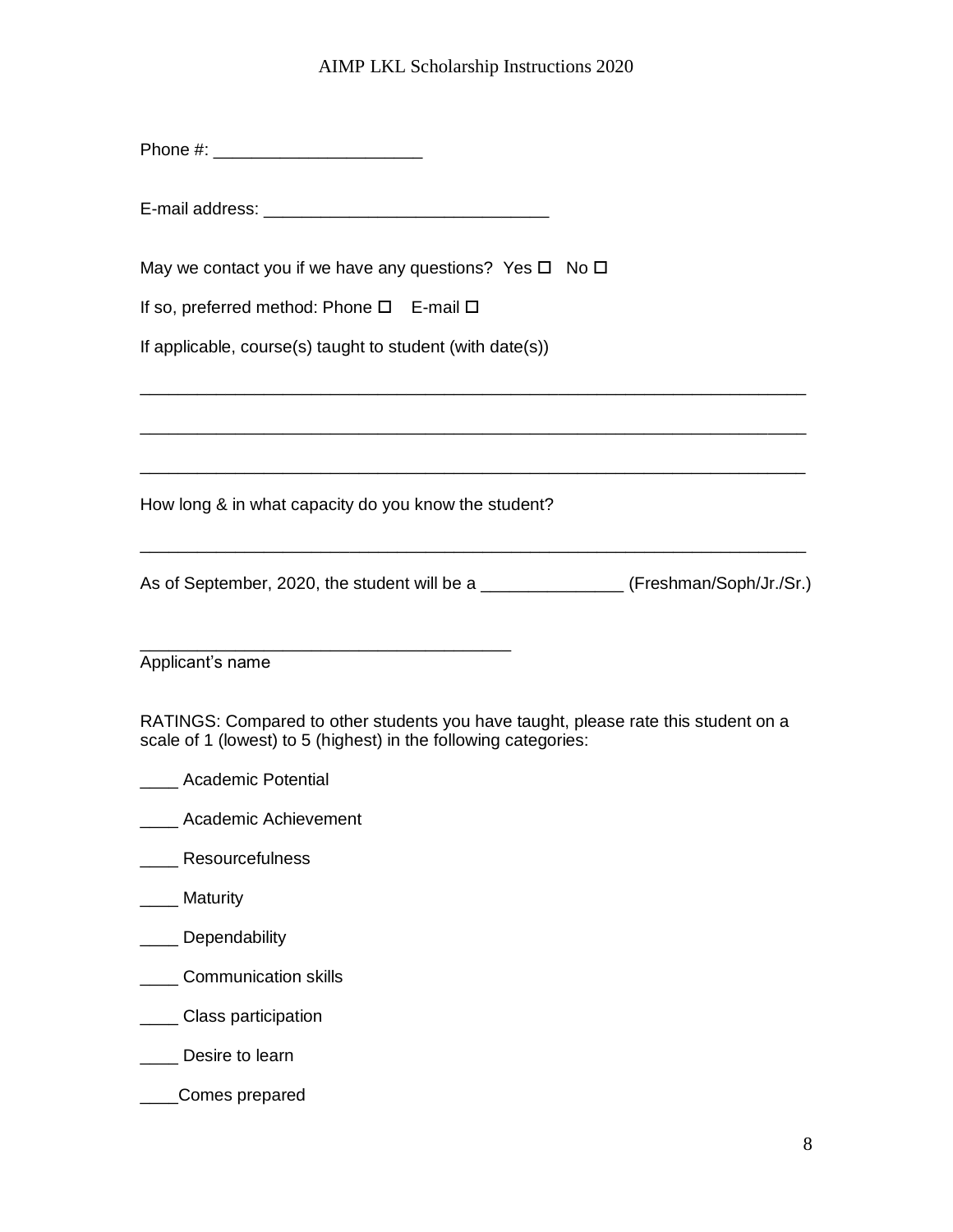Phone #: ______________________

E-mail address: ______________________________

May we contact you if we have any questions?  Yes ☐   No ☐

If so, preferred method: Phone ☐   E-mail ☐

If applicable, course(s) taught to student (with date(s))

______________________________________________________________________

______________________________________________________________________

______________________________________________________________________

How long & in what capacity do you know the student?

______________________________________________________________________

As of September, 2020, the student will be a _______________ (Freshman/Soph/Jr./Sr.)

_______________________________________
Applicant's name

RATINGS: Compared to other students you have taught, please rate this student on a scale of 1 (lowest) to 5 (highest) in the following categories:

____ Academic Potential

____ Academic Achievement

____ Resourcefulness

____ Maturity

____ Dependability

____ Communication skills

____ Class participation

____ Desire to learn

____Comes prepared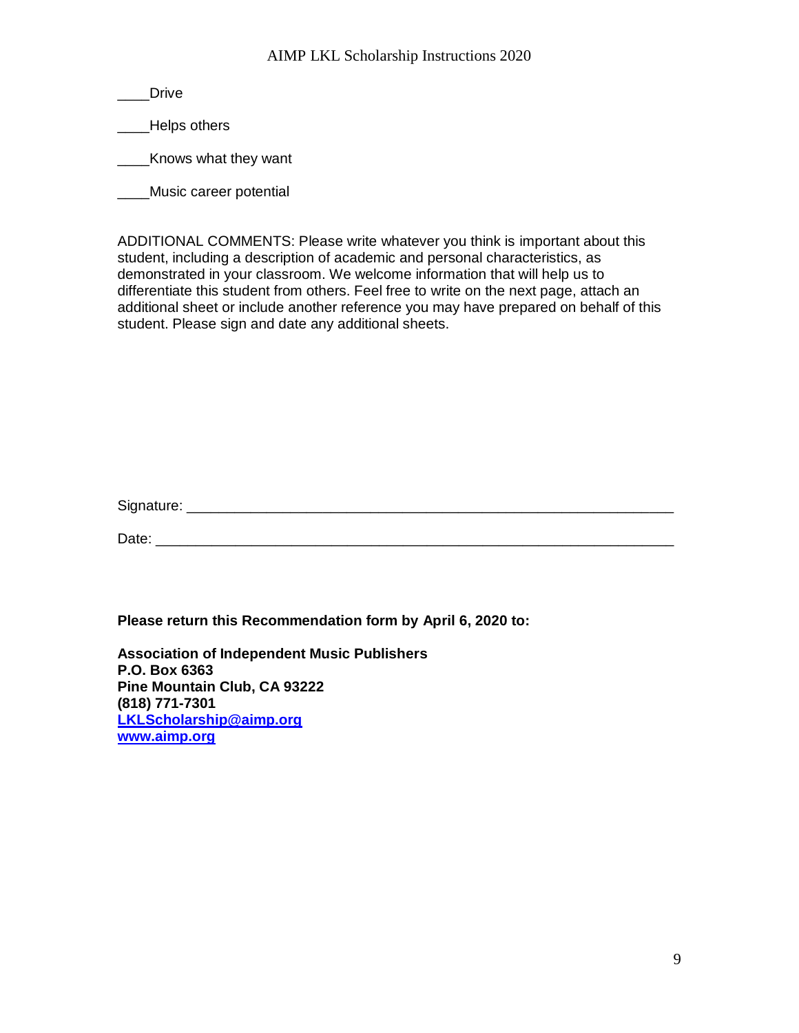____Drive

____Helps others

____Knows what they want

____Music career potential

ADDITIONAL COMMENTS: Please write whatever you think is important about this student, including a description of academic and personal characteristics, as demonstrated in your classroom. We welcome information that will help us to differentiate this student from others. Feel free to write on the next page, attach an additional sheet or include another reference you may have prepared on behalf of this student. Please sign and date any additional sheets.

Signature: ____________________________________________________________

Date: ________________________________________________________________

**Please return this Recommendation form by April 6, 2020 to:**

**Association of Independent Music Publishers**
**P.O. Box 6363**
**Pine Mountain Club, CA 93222**
**(818) 771-7301**
**[LKLScholarship@aimp.org](mailto:LKLScholarship@aimp.org)**
**[www.aimp.org](http://www.aimp.org)**